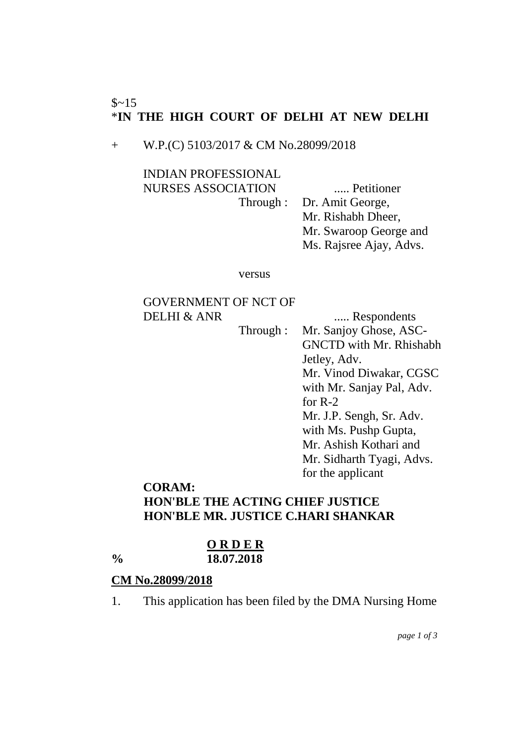$~15

*IN THE HIGH COURT OF DELHI AT NEW DELHI

\+ W.P.(C) 5103/2017 & CM No.28099/2018

INDIAN PROFESSIONAL NURSES ASSOCIATION ..... Petitioner

Through : Dr. Amit George, Mr. Rishabh Dheer, Mr. Swaroop George and Ms. Rajsree Ajay, Advs.

versus

GOVERNMENT OF NCT OF DELHI & ANR ..... Respondents

Through : Mr. Sanjoy Ghose, ASC-GNCTD with Mr. Rhishabh Jetley, Adv.
Mr. Vinod Diwakar, CGSC with Mr. Sanjay Pal, Adv. for R-2
Mr. J.P. Sengh, Sr. Adv. with Ms. Pushp Gupta, Mr. Ashish Kothari and Mr. Sidharth Tyagi, Advs. for the applicant

**CORAM:**
**HON'BLE THE ACTING CHIEF JUSTICE**
**HON'BLE MR. JUSTICE C.HARI SHANKAR**

**O R D E R**

% **18.07.2018**

**CM No.28099/2018**

1. This application has been filed by the DMA Nursing Home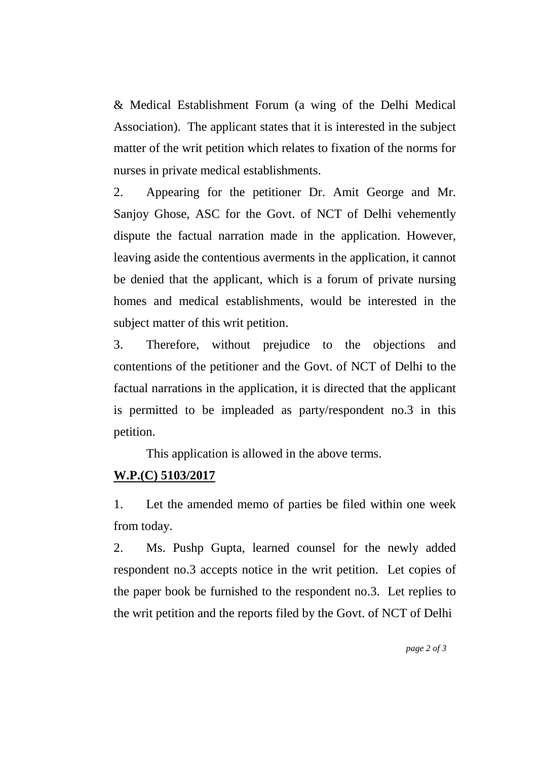& Medical Establishment Forum (a wing of the Delhi Medical Association). The applicant states that it is interested in the subject matter of the writ petition which relates to fixation of the norms for nurses in private medical establishments.

2. Appearing for the petitioner Dr. Amit George and Mr. Sanjoy Ghose, ASC for the Govt. of NCT of Delhi vehemently dispute the factual narration made in the application. However, leaving aside the contentious averments in the application, it cannot be denied that the applicant, which is a forum of private nursing homes and medical establishments, would be interested in the subject matter of this writ petition.

3. Therefore, without prejudice to the objections and contentions of the petitioner and the Govt. of NCT of Delhi to the factual narrations in the application, it is directed that the applicant is permitted to be impleaded as party/respondent no.3 in this petition.

This application is allowed in the above terms.

**W.P.(C) 5103/2017**

1. Let the amended memo of parties be filed within one week from today.

2. Ms. Pushp Gupta, learned counsel for the newly added respondent no.3 accepts notice in the writ petition. Let copies of the paper book be furnished to the respondent no.3. Let replies to the writ petition and the reports filed by the Govt. of NCT of Delhi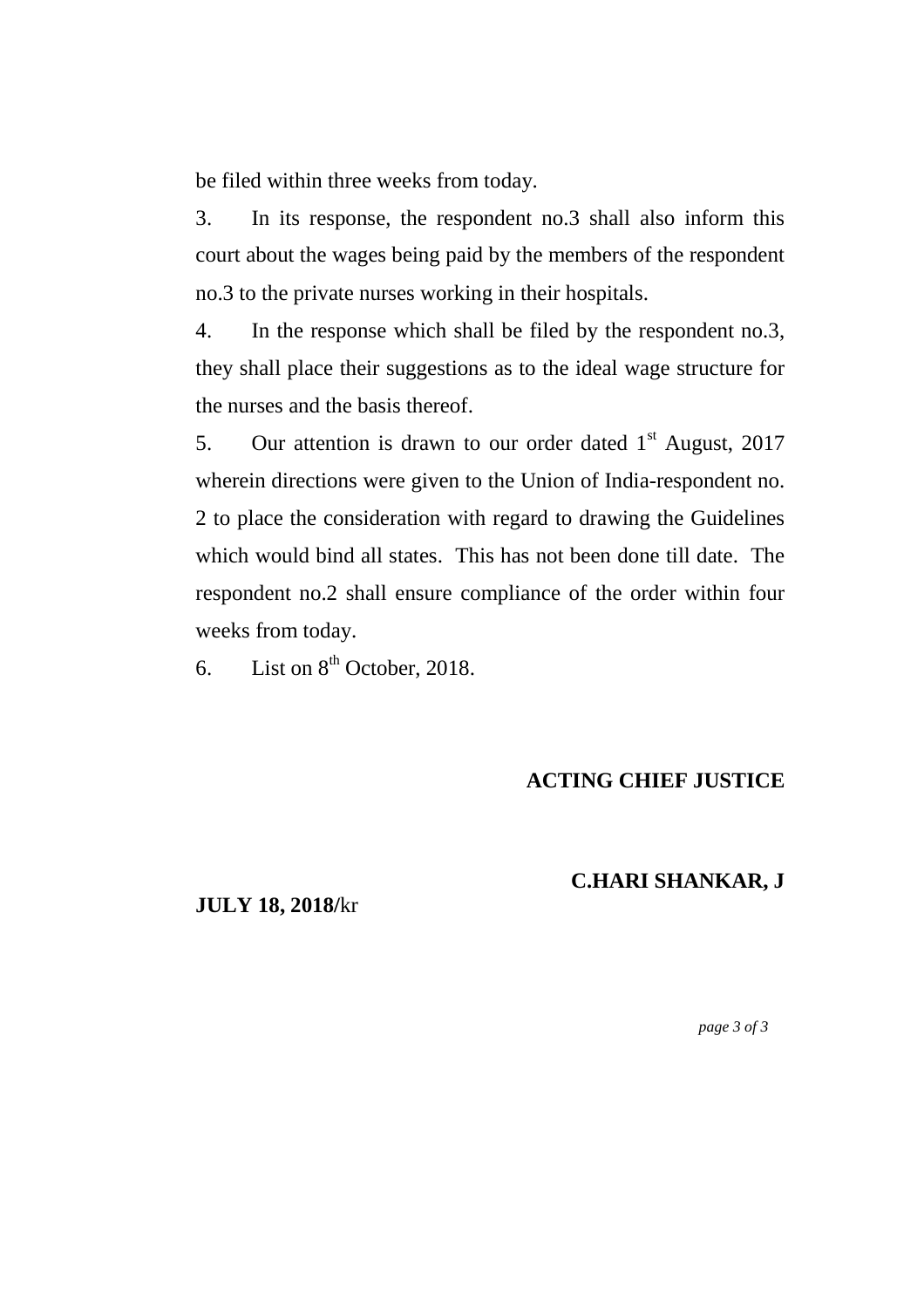be filed within three weeks from today.

3. In its response, the respondent no.3 shall also inform this court about the wages being paid by the members of the respondent no.3 to the private nurses working in their hospitals.

4. In the response which shall be filed by the respondent no.3, they shall place their suggestions as to the ideal wage structure for the nurses and the basis thereof.

5. Our attention is drawn to our order dated 1st August, 2017 wherein directions were given to the Union of India-respondent no. 2 to place the consideration with regard to drawing the Guidelines which would bind all states. This has not been done till date. The respondent no.2 shall ensure compliance of the order within four weeks from today.

6. List on 8th October, 2018.

**ACTING CHIEF JUSTICE**

**C.HARI SHANKAR, J**

**JULY 18, 2018**/kr